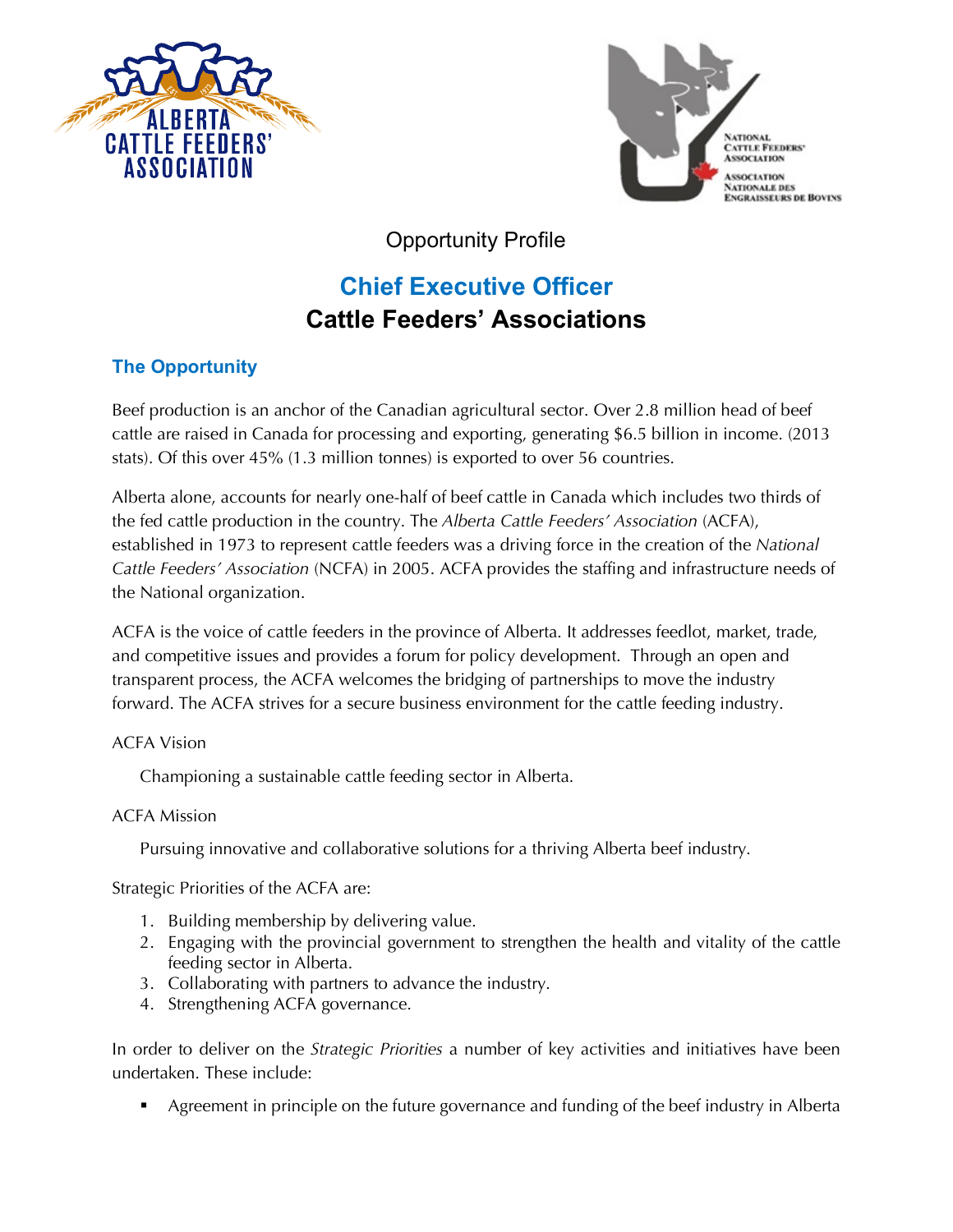Opportunity Profile

# Chief Executive Officer
# Cattle Feeders' Associations

## The Opportunity

Beef production is an anchor of the Canadian agricultural sector. Over 2.8 million head of beef cattle are raised in Canada for processing and exporting, generating $6.5 billion in income. (2013 stats). Of this over 45% (1.3 million tonnes) is exported to over 56 countries.

Alberta alone, accounts for nearly one-half of beef cattle in Canada which includes two thirds of the fed cattle production in the country. The *Alberta Cattle Feeders' Association* (ACFA), established in 1973 to represent cattle feeders was a driving force in the creation of the *National Cattle Feeders' Association* (NCFA) in 2005. ACFA provides the staffing and infrastructure needs of the National organization.

ACFA is the voice of cattle feeders in the province of Alberta. It addresses feedlot, market, trade, and competitive issues and provides a forum for policy development. Through an open and transparent process, the ACFA welcomes the bridging of partnerships to move the industry forward. The ACFA strives for a secure business environment for the cattle feeding industry.

ACFA Vision

Championing a sustainable cattle feeding sector in Alberta.

ACFA Mission

Pursuing innovative and collaborative solutions for a thriving Alberta beef industry.

Strategic Priorities of the ACFA are:

1. Building membership by delivering value.
2. Engaging with the provincial government to strengthen the health and vitality of the cattle feeding sector in Alberta.
3. Collaborating with partners to advance the industry.
4. Strengthening ACFA governance.

In order to deliver on the *Strategic Priorities* a number of key activities and initiatives have been undertaken. These include:

- Agreement in principle on the future governance and funding of the beef industry in Alberta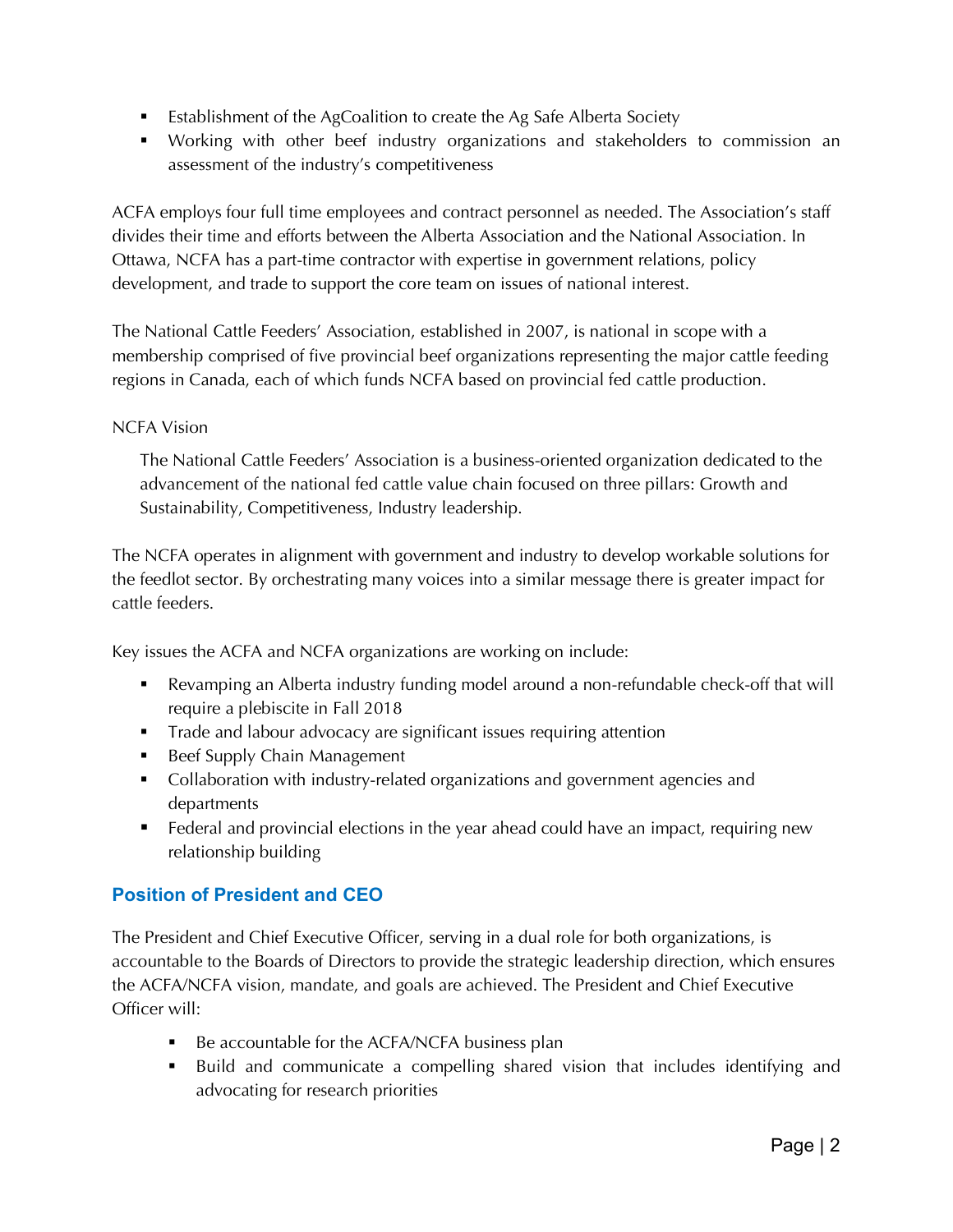- Establishment of the AgCoalition to create the Ag Safe Alberta Society
- Working with other beef industry organizations and stakeholders to commission an assessment of the industry's competitiveness

ACFA employs four full time employees and contract personnel as needed. The Association's staff divides their time and efforts between the Alberta Association and the National Association. In Ottawa, NCFA has a part-time contractor with expertise in government relations, policy development, and trade to support the core team on issues of national interest.

The National Cattle Feeders' Association, established in 2007, is national in scope with a membership comprised of five provincial beef organizations representing the major cattle feeding regions in Canada, each of which funds NCFA based on provincial fed cattle production.

NCFA Vision

> The National Cattle Feeders' Association is a business-oriented organization dedicated to the advancement of the national fed cattle value chain focused on three pillars: Growth and Sustainability, Competitiveness, Industry leadership.

The NCFA operates in alignment with government and industry to develop workable solutions for the feedlot sector. By orchestrating many voices into a similar message there is greater impact for cattle feeders.

Key issues the ACFA and NCFA organizations are working on include:

- Revamping an Alberta industry funding model around a non-refundable check-off that will require a plebiscite in Fall 2018
- Trade and labour advocacy are significant issues requiring attention
- Beef Supply Chain Management
- Collaboration with industry-related organizations and government agencies and departments
- Federal and provincial elections in the year ahead could have an impact, requiring new relationship building

## Position of President and CEO

The President and Chief Executive Officer, serving in a dual role for both organizations, is accountable to the Boards of Directors to provide the strategic leadership direction, which ensures the ACFA/NCFA vision, mandate, and goals are achieved. The President and Chief Executive Officer will:

- Be accountable for the ACFA/NCFA business plan
- Build and communicate a compelling shared vision that includes identifying and advocating for research priorities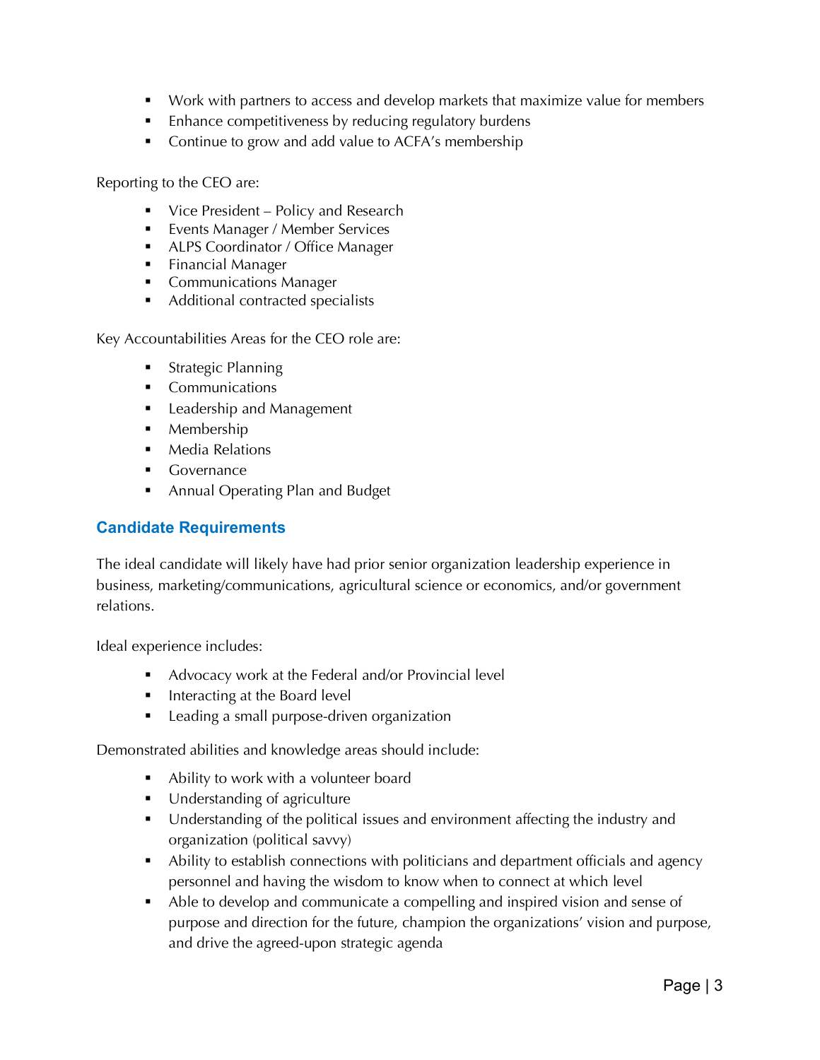- Work with partners to access and develop markets that maximize value for members
- Enhance competitiveness by reducing regulatory burdens
- Continue to grow and add value to ACFA's membership

Reporting to the CEO are:

- Vice President – Policy and Research
- Events Manager / Member Services
- ALPS Coordinator / Office Manager
- Financial Manager
- Communications Manager
- Additional contracted specialists

Key Accountabilities Areas for the CEO role are:

- Strategic Planning
- Communications
- Leadership and Management
- Membership
- Media Relations
- Governance
- Annual Operating Plan and Budget

## Candidate Requirements

The ideal candidate will likely have had prior senior organization leadership experience in business, marketing/communications, agricultural science or economics, and/or government relations.

Ideal experience includes:

- Advocacy work at the Federal and/or Provincial level
- Interacting at the Board level
- Leading a small purpose-driven organization

Demonstrated abilities and knowledge areas should include:

- Ability to work with a volunteer board
- Understanding of agriculture
- Understanding of the political issues and environment affecting the industry and organization (political savvy)
- Ability to establish connections with politicians and department officials and agency personnel and having the wisdom to know when to connect at which level
- Able to develop and communicate a compelling and inspired vision and sense of purpose and direction for the future, champion the organizations' vision and purpose, and drive the agreed-upon strategic agenda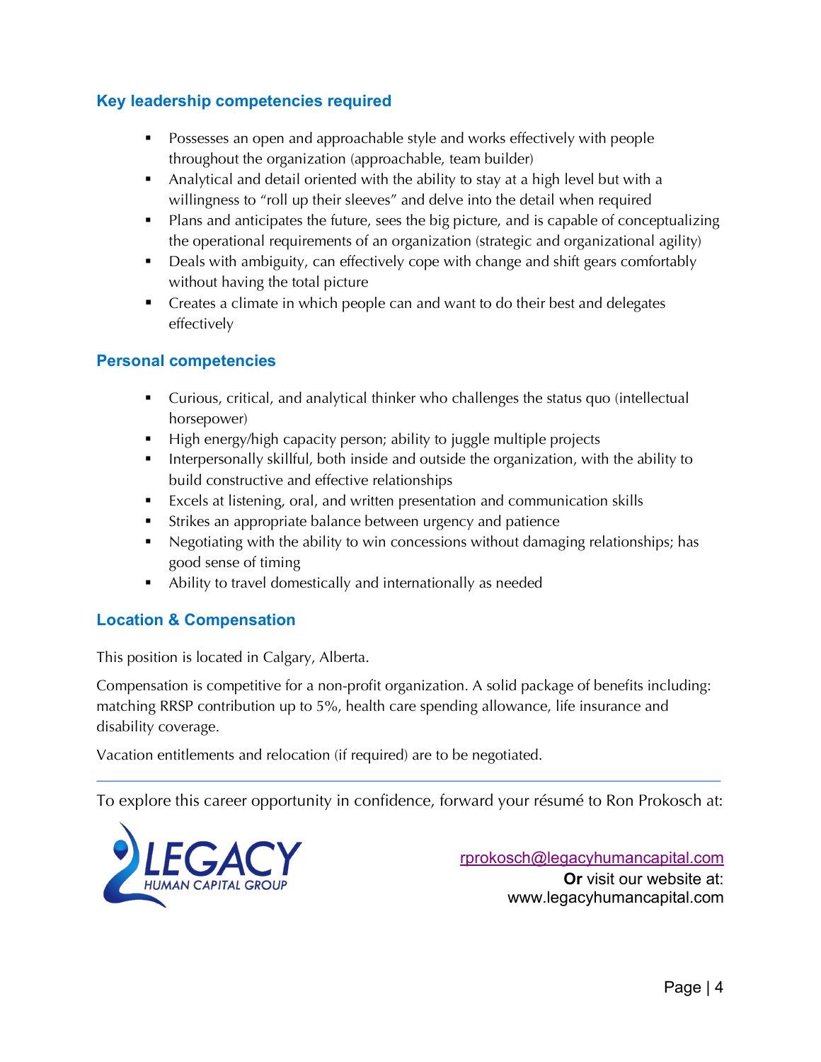## Key leadership competencies required

- Possesses an open and approachable style and works effectively with people throughout the organization (approachable, team builder)
- Analytical and detail oriented with the ability to stay at a high level but with a willingness to "roll up their sleeves" and delve into the detail when required
- Plans and anticipates the future, sees the big picture, and is capable of conceptualizing the operational requirements of an organization (strategic and organizational agility)
- Deals with ambiguity, can effectively cope with change and shift gears comfortably without having the total picture
- Creates a climate in which people can and want to do their best and delegates effectively

## Personal competencies

- Curious, critical, and analytical thinker who challenges the status quo (intellectual horsepower)
- High energy/high capacity person; ability to juggle multiple projects
- Interpersonally skillful, both inside and outside the organization, with the ability to build constructive and effective relationships
- Excels at listening, oral, and written presentation and communication skills
- Strikes an appropriate balance between urgency and patience
- Negotiating with the ability to win concessions without damaging relationships; has good sense of timing
- Ability to travel domestically and internationally as needed

## Location & Compensation

This position is located in Calgary, Alberta.

Compensation is competitive for a non-profit organization. A solid package of benefits including: matching RRSP contribution up to 5%, health care spending allowance, life insurance and disability coverage.

Vacation entitlements and relocation (if required) are to be negotiated.

---

To explore this career opportunity in confidence, forward your résumé to Ron Prokosch at:

LEGACY HUMAN CAPITAL GROUP

rprokosch@legacyhumancapital.com
**Or** visit our website at:
www.legacyhumancapital.com